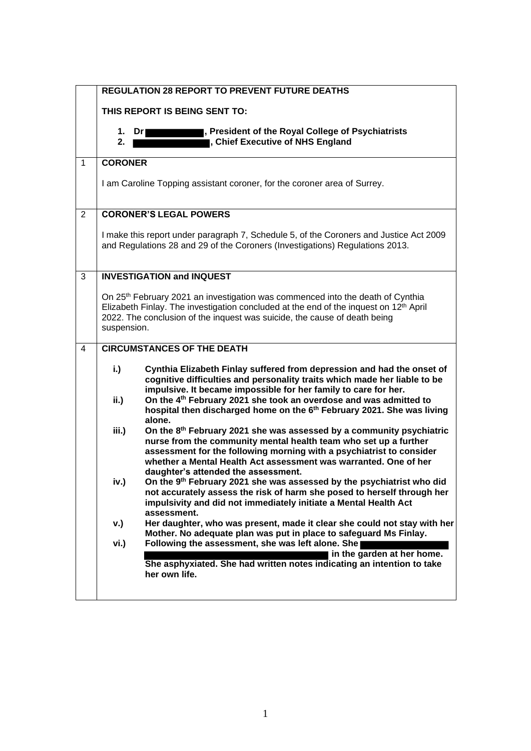**REGULATION 28 REPORT TO PREVENT FUTURE DEATHS**

**THIS REPORT IS BEING SENT TO:**

1. **Dr ██████, President of the Royal College of Psychiatrists**
2. **██████, Chief Executive of NHS England**

## 1 CORONER

I am Caroline Topping assistant coroner, for the coroner area of Surrey.

## 2 CORONER'S LEGAL POWERS

I make this report under paragraph 7, Schedule 5, of the Coroners and Justice Act 2009 and Regulations 28 and 29 of the Coroners (Investigations) Regulations 2013.

## 3 INVESTIGATION and INQUEST

On 25th February 2021 an investigation was commenced into the death of Cynthia Elizabeth Finlay. The investigation concluded at the end of the inquest on 12th April 2022. The conclusion of the inquest was suicide, the cause of death being suspension.

## 4 CIRCUMSTANCES OF THE DEATH

- **i.) Cynthia Elizabeth Finlay suffered from depression and had the onset of cognitive difficulties and personality traits which made her liable to be impulsive. It became impossible for her family to care for her.**
- **ii.) On the 4th February 2021 she took an overdose and was admitted to hospital then discharged home on the 6th February 2021. She was living alone.**
- **iii.) On the 8th February 2021 she was assessed by a community psychiatric nurse from the community mental health team who set up a further assessment for the following morning with a psychiatrist to consider whether a Mental Health Act assessment was warranted. One of her daughter's attended the assessment.**
- **iv.) On the 9th February 2021 she was assessed by the psychiatrist who did not accurately assess the risk of harm she posed to herself through her impulsivity and did not immediately initiate a Mental Health Act assessment.**
- **v.) Her daughter, who was present, made it clear she could not stay with her Mother. No adequate plan was put in place to safeguard Ms Finlay.**
- **vi.) Following the assessment, she was left alone. She ██████ ██████ in the garden at her home. She asphyxiated. She had written notes indicating an intention to take her own life.**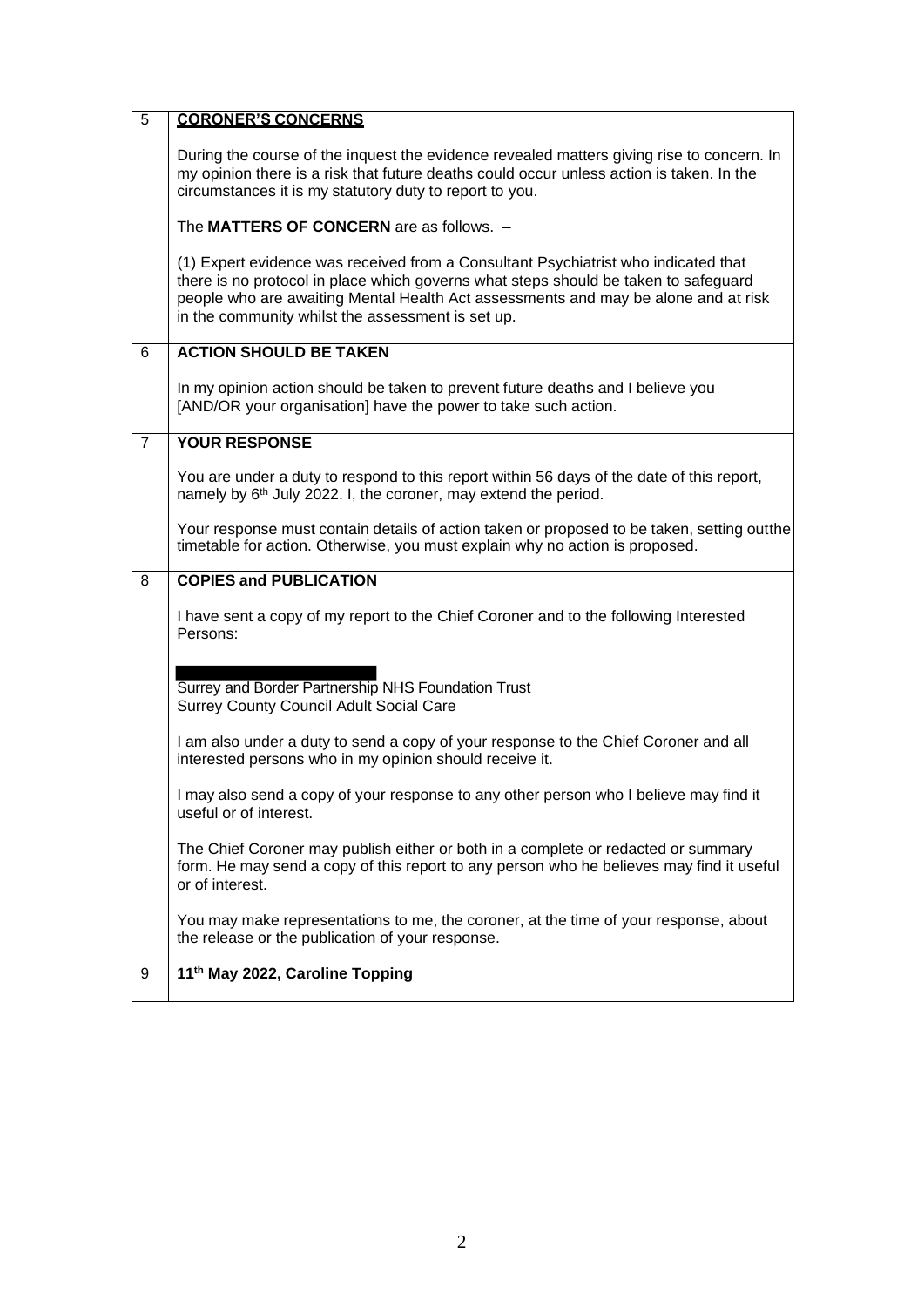| | |
|---|---|
| 5 | **CORONER'S CONCERNS**<br><br>During the course of the inquest the evidence revealed matters giving rise to concern. In my opinion there is a risk that future deaths could occur unless action is taken. In the circumstances it is my statutory duty to report to you.<br><br>The **MATTERS OF CONCERN** are as follows. –<br><br>(1) Expert evidence was received from a Consultant Psychiatrist who indicated that there is no protocol in place which governs what steps should be taken to safeguard people who are awaiting Mental Health Act assessments and may be alone and at risk in the community whilst the assessment is set up. |
| 6 | **ACTION SHOULD BE TAKEN**<br><br>In my opinion action should be taken to prevent future deaths and I believe you [AND/OR your organisation] have the power to take such action. |
| 7 | **YOUR RESPONSE**<br><br>You are under a duty to respond to this report within 56 days of the date of this report, namely by 6th July 2022. I, the coroner, may extend the period.<br><br>Your response must contain details of action taken or proposed to be taken, setting outthe timetable for action. Otherwise, you must explain why no action is proposed. |
| 8 | **COPIES and PUBLICATION**<br><br>I have sent a copy of my report to the Chief Coroner and to the following Interested Persons:<br><br>[REDACTED]<br>Surrey and Border Partnership NHS Foundation Trust<br>Surrey County Council Adult Social Care<br><br>I am also under a duty to send a copy of your response to the Chief Coroner and all interested persons who in my opinion should receive it.<br><br>I may also send a copy of your response to any other person who I believe may find it useful or of interest.<br><br>The Chief Coroner may publish either or both in a complete or redacted or summary form. He may send a copy of this report to any person who he believes may find it useful or of interest.<br><br>You may make representations to me, the coroner, at the time of your response, about the release or the publication of your response. |
| 9 | **11th May 2022, Caroline Topping** |